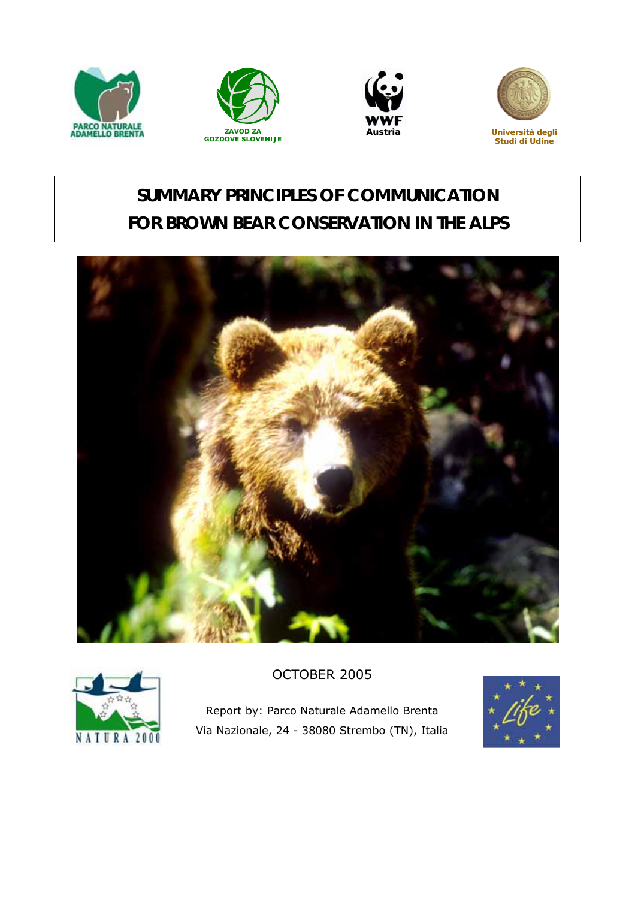PARCO NATURALE ADAMELLO BRENTA

ZAVOD ZA GOZDOVE SLOVENIJE

WWF Austria

Università degli Studi di Udine

# SUMMARY PRINCIPLES OF COMMUNICATION FOR BROWN BEAR CONSERVATION IN THE ALPS

NATURA 2000

OCTOBER 2005

Report by: Parco Naturale Adamello Brenta
Via Nazionale, 24 - 38080 Strembo (TN), Italia

Life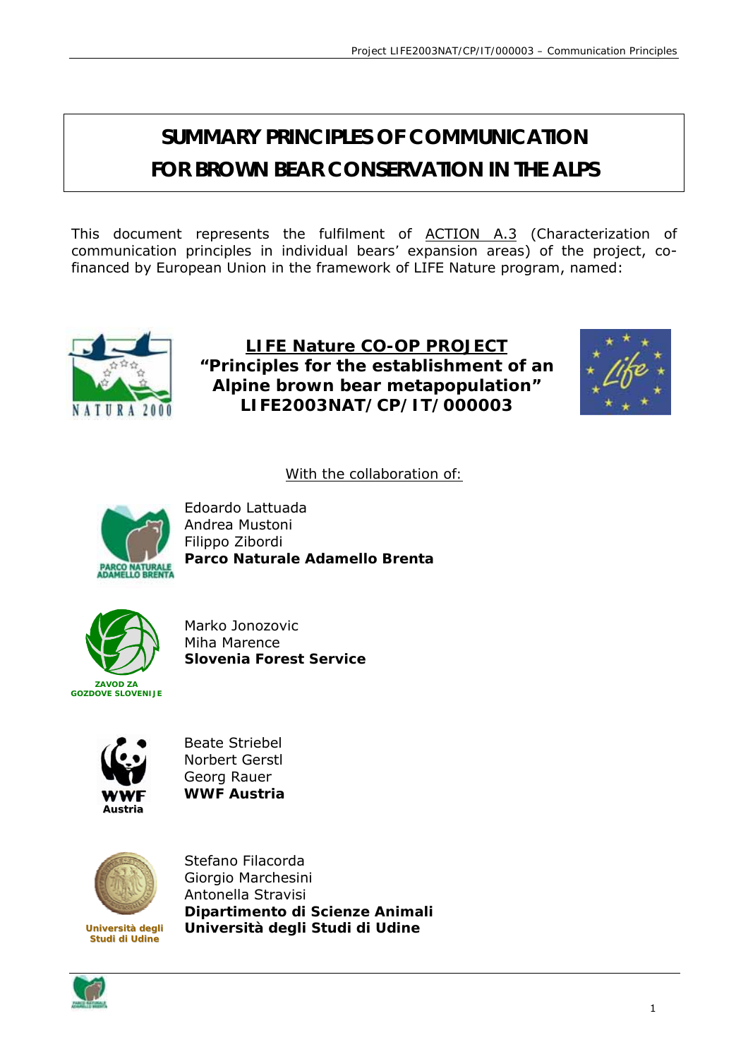# SUMMARY PRINCIPLES OF COMMUNICATION FOR BROWN BEAR CONSERVATION IN THE ALPS

This document represents the fulfilment of ACTION A.3 (Characterization of communication principles in individual bears' expansion areas) of the project, co-financed by European Union in the framework of LIFE Nature program, named:

**LIFE Nature CO-OP PROJECT**
**"Principles for the establishment of an Alpine brown bear metapopulation"**
**LIFE2003NAT/CP/IT/000003**

With the collaboration of:

Edoardo Lattuada
Andrea Mustoni
Filippo Zibordi
**Parco Naturale Adamello Brenta**

Marko Jonozovic
Miha Marence
**Slovenia Forest Service**

Beate Striebel
Norbert Gerstl
Georg Rauer
**WWF Austria**

Stefano Filacorda
Giorgio Marchesini
Antonella Stravisi
**Dipartimento di Scienze Animali**
**Università degli Studi di Udine**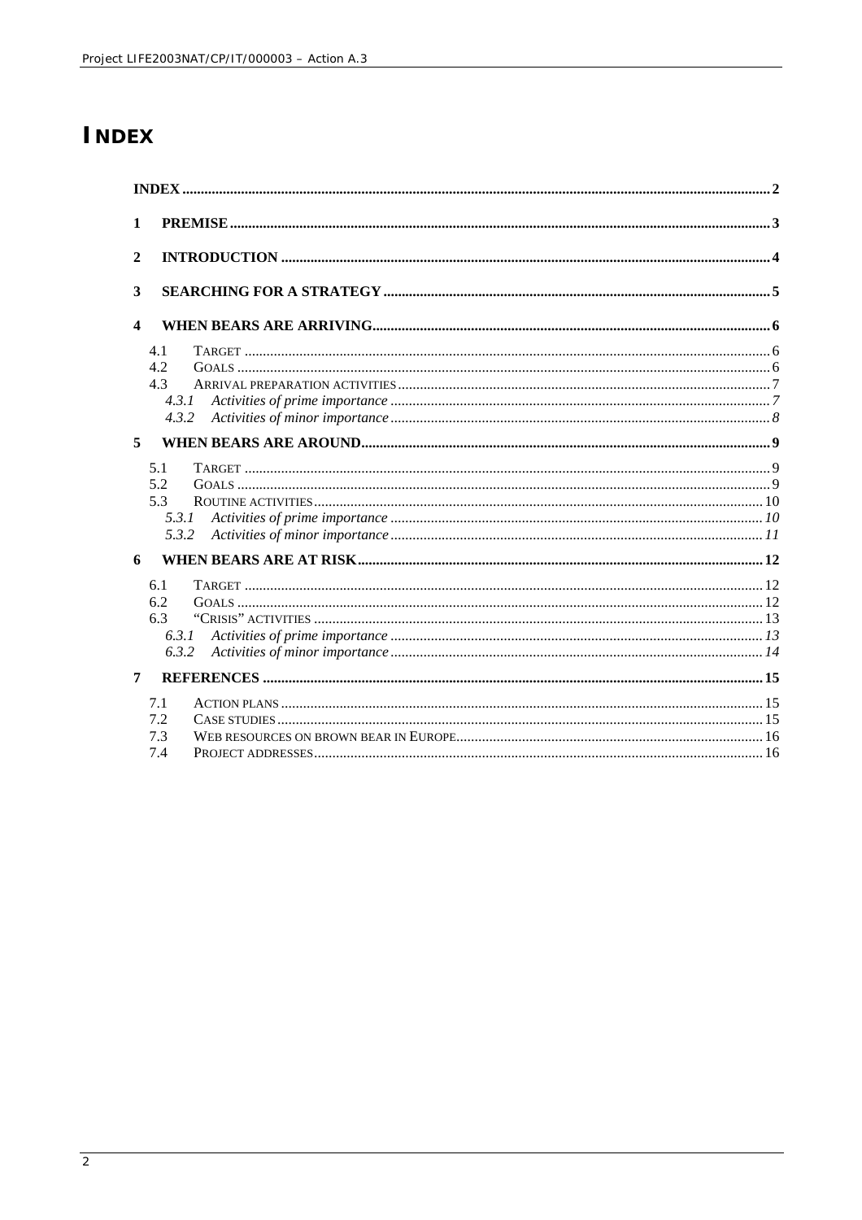# INDEX

INDEX ..... 2

1 PREMISE ..... 3

2 INTRODUCTION ..... 4

3 SEARCHING FOR A STRATEGY ..... 5

4 WHEN BEARS ARE ARRIVING ..... 6

- 4.1 TARGET ..... 6
- 4.2 GOALS ..... 6
- 4.3 ARRIVAL PREPARATION ACTIVITIES ..... 7
  - *4.3.1 Activities of prime importance ..... 7*
  - *4.3.2 Activities of minor importance ..... 8*

5 WHEN BEARS ARE AROUND ..... 9

- 5.1 TARGET ..... 9
- 5.2 GOALS ..... 9
- 5.3 ROUTINE ACTIVITIES ..... 10
  - *5.3.1 Activities of prime importance ..... 10*
  - *5.3.2 Activities of minor importance ..... 11*

6 WHEN BEARS ARE AT RISK ..... 12

- 6.1 TARGET ..... 12
- 6.2 GOALS ..... 12
- 6.3 "CRISIS" ACTIVITIES ..... 13
  - *6.3.1 Activities of prime importance ..... 13*
  - *6.3.2 Activities of minor importance ..... 14*

7 REFERENCES ..... 15

- 7.1 ACTION PLANS ..... 15
- 7.2 CASE STUDIES ..... 15
- 7.3 WEB RESOURCES ON BROWN BEAR IN EUROPE ..... 16
- 7.4 PROJECT ADDRESSES ..... 16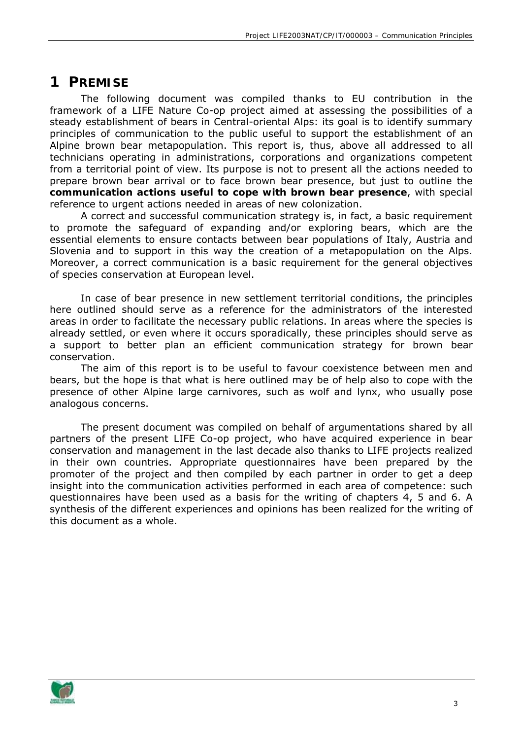# 1 PREMISE

The following document was compiled thanks to EU contribution in the framework of a LIFE Nature Co-op project aimed at assessing the possibilities of a steady establishment of bears in Central-oriental Alps: its goal is to identify summary principles of communication to the public useful to support the establishment of an Alpine brown bear metapopulation. This report is, thus, above all addressed to all technicians operating in administrations, corporations and organizations competent from a territorial point of view. Its purpose is not to present all the actions needed to prepare brown bear arrival or to face brown bear presence, but just to outline the **communication actions useful to cope with brown bear presence**, with special reference to urgent actions needed in areas of new colonization.

A correct and successful communication strategy is, in fact, a basic requirement to promote the safeguard of expanding and/or exploring bears, which are the essential elements to ensure contacts between bear populations of Italy, Austria and Slovenia and to support in this way the creation of a metapopulation on the Alps. Moreover, a correct communication is a basic requirement for the general objectives of species conservation at European level.

In case of bear presence in new settlement territorial conditions, the principles here outlined should serve as a reference for the administrators of the interested areas in order to facilitate the necessary public relations. In areas where the species is already settled, or even where it occurs sporadically, these principles should serve as a support to better plan an efficient communication strategy for brown bear conservation.

The aim of this report is to be useful to favour coexistence between men and bears, but the hope is that what is here outlined may be of help also to cope with the presence of other Alpine large carnivores, such as wolf and lynx, who usually pose analogous concerns.

The present document was compiled on behalf of argumentations shared by all partners of the present LIFE Co-op project, who have acquired experience in bear conservation and management in the last decade also thanks to LIFE projects realized in their own countries. Appropriate questionnaires have been prepared by the promoter of the project and then compiled by each partner in order to get a deep insight into the communication activities performed in each area of competence: such questionnaires have been used as a basis for the writing of chapters 4, 5 and 6. A synthesis of the different experiences and opinions has been realized for the writing of this document as a whole.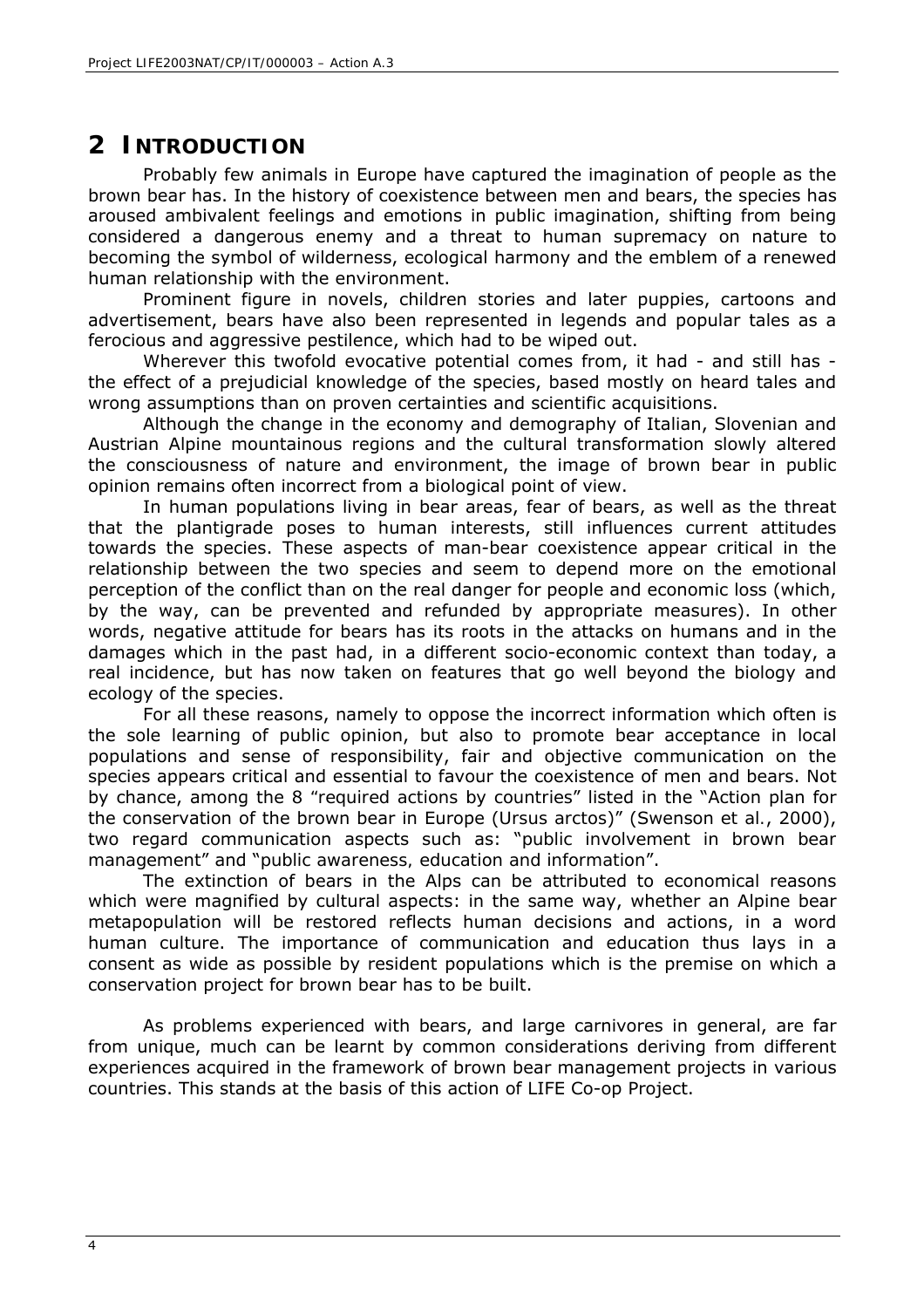## 2 INTRODUCTION

Probably few animals in Europe have captured the imagination of people as the brown bear has. In the history of coexistence between men and bears, the species has aroused ambivalent feelings and emotions in public imagination, shifting from being considered a dangerous enemy and a threat to human supremacy on nature to becoming the symbol of wilderness, ecological harmony and the emblem of a renewed human relationship with the environment.

Prominent figure in novels, children stories and later puppies, cartoons and advertisement, bears have also been represented in legends and popular tales as a ferocious and aggressive pestilence, which had to be wiped out.

Wherever this twofold evocative potential comes from, it had - and still has - the effect of a prejudicial knowledge of the species, based mostly on heard tales and wrong assumptions than on proven certainties and scientific acquisitions.

Although the change in the economy and demography of Italian, Slovenian and Austrian Alpine mountainous regions and the cultural transformation slowly altered the consciousness of nature and environment, the image of brown bear in public opinion remains often incorrect from a biological point of view.

In human populations living in bear areas, fear of bears, as well as the threat that the plantigrade poses to human interests, still influences current attitudes towards the species. These aspects of man-bear coexistence appear critical in the relationship between the two species and seem to depend more on the emotional perception of the conflict than on the real danger for people and economic loss (which, by the way, can be prevented and refunded by appropriate measures). In other words, negative attitude for bears has its roots in the attacks on humans and in the damages which in the past had, in a different socio-economic context than today, a real incidence, but has now taken on features that go well beyond the biology and ecology of the species.

For all these reasons, namely to oppose the incorrect information which often is the sole learning of public opinion, but also to promote bear acceptance in local populations and sense of responsibility, fair and objective communication on the species appears critical and essential to favour the coexistence of men and bears. Not by chance, among the 8 "required actions by countries" listed in the "Action plan for the conservation of the brown bear in Europe (Ursus arctos)" (Swenson et al., 2000), two regard communication aspects such as: "public involvement in brown bear management" and "public awareness, education and information".

The extinction of bears in the Alps can be attributed to economical reasons which were magnified by cultural aspects: in the same way, whether an Alpine bear metapopulation will be restored reflects human decisions and actions, in a word human culture. The importance of communication and education thus lays in a consent as wide as possible by resident populations which is the premise on which a conservation project for brown bear has to be built.

As problems experienced with bears, and large carnivores in general, are far from unique, much can be learnt by common considerations deriving from different experiences acquired in the framework of brown bear management projects in various countries. This stands at the basis of this action of LIFE Co-op Project.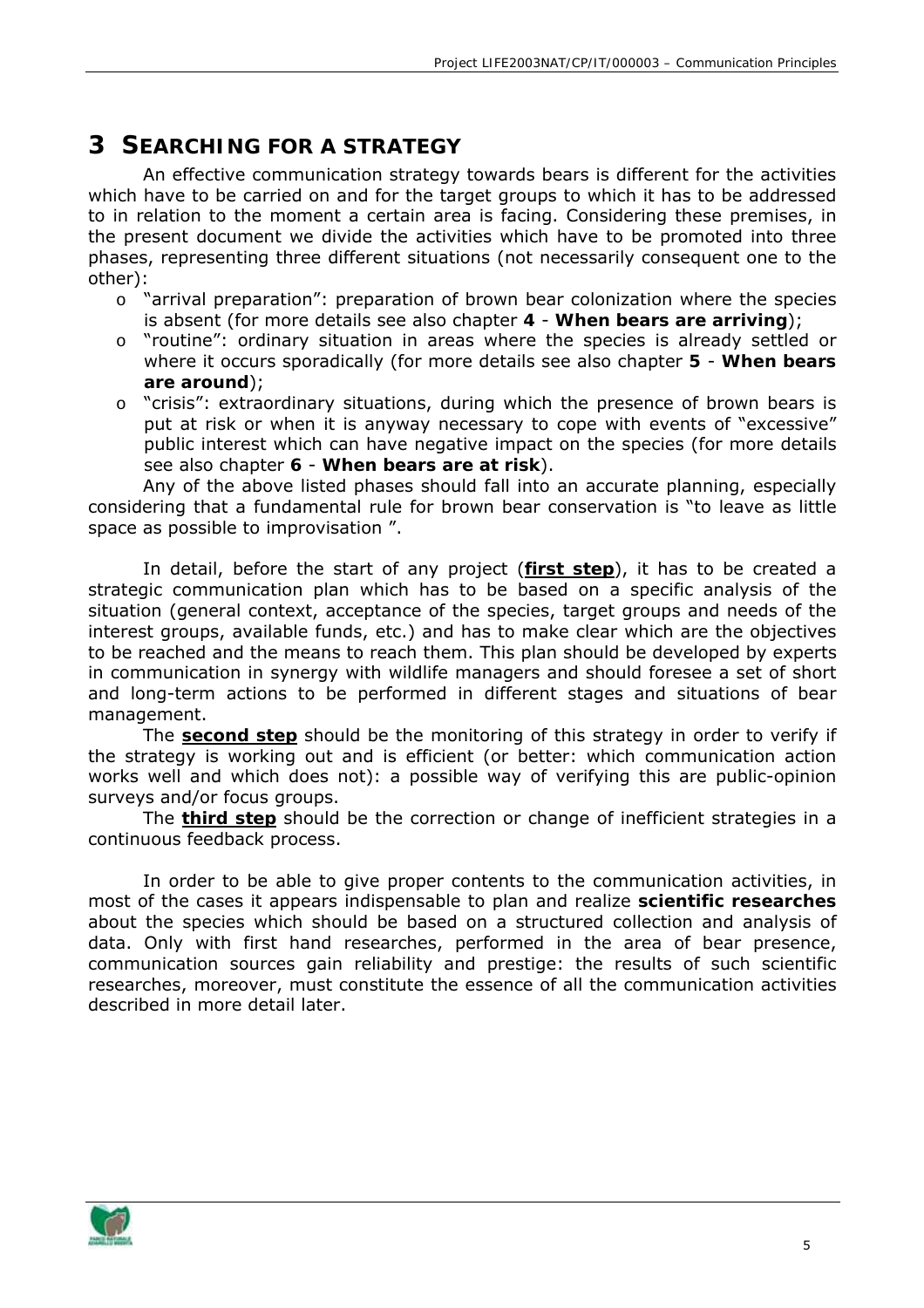# 3 SEARCHING FOR A STRATEGY

An effective communication strategy towards bears is different for the activities which have to be carried on and for the target groups to which it has to be addressed to in relation to the moment a certain area is facing. Considering these premises, in the present document we divide the activities which have to be promoted into three phases, representing three different situations (not necessarily consequent one to the other):

- "arrival preparation": preparation of brown bear colonization where the species is absent (for more details see also chapter **4** - **When bears are arriving**);
- "routine": ordinary situation in areas where the species is already settled or where it occurs sporadically (for more details see also chapter **5** - **When bears are around**);
- "crisis": extraordinary situations, during which the presence of brown bears is put at risk or when it is anyway necessary to cope with events of "excessive" public interest which can have negative impact on the species (for more details see also chapter **6** - **When bears are at risk**).

Any of the above listed phases should fall into an accurate planning, especially considering that a fundamental rule for brown bear conservation is "to leave as little space as possible to improvisation ".

In detail, before the start of any project (**first step**), it has to be created a strategic communication plan which has to be based on a specific analysis of the situation (general context, acceptance of the species, target groups and needs of the interest groups, available funds, etc.) and has to make clear which are the objectives to be reached and the means to reach them. This plan should be developed by experts in communication in synergy with wildlife managers and should foresee a set of short and long-term actions to be performed in different stages and situations of bear management.

The **second step** should be the monitoring of this strategy in order to verify if the strategy is working out and is efficient (or better: which communication action works well and which does not): a possible way of verifying this are public-opinion surveys and/or focus groups.

The **third step** should be the correction or change of inefficient strategies in a continuous feedback process.

In order to be able to give proper contents to the communication activities, in most of the cases it appears indispensable to plan and realize **scientific researches** about the species which should be based on a structured collection and analysis of data. Only with first hand researches, performed in the area of bear presence, communication sources gain reliability and prestige: the results of such scientific researches, moreover, must constitute the essence of all the communication activities described in more detail later.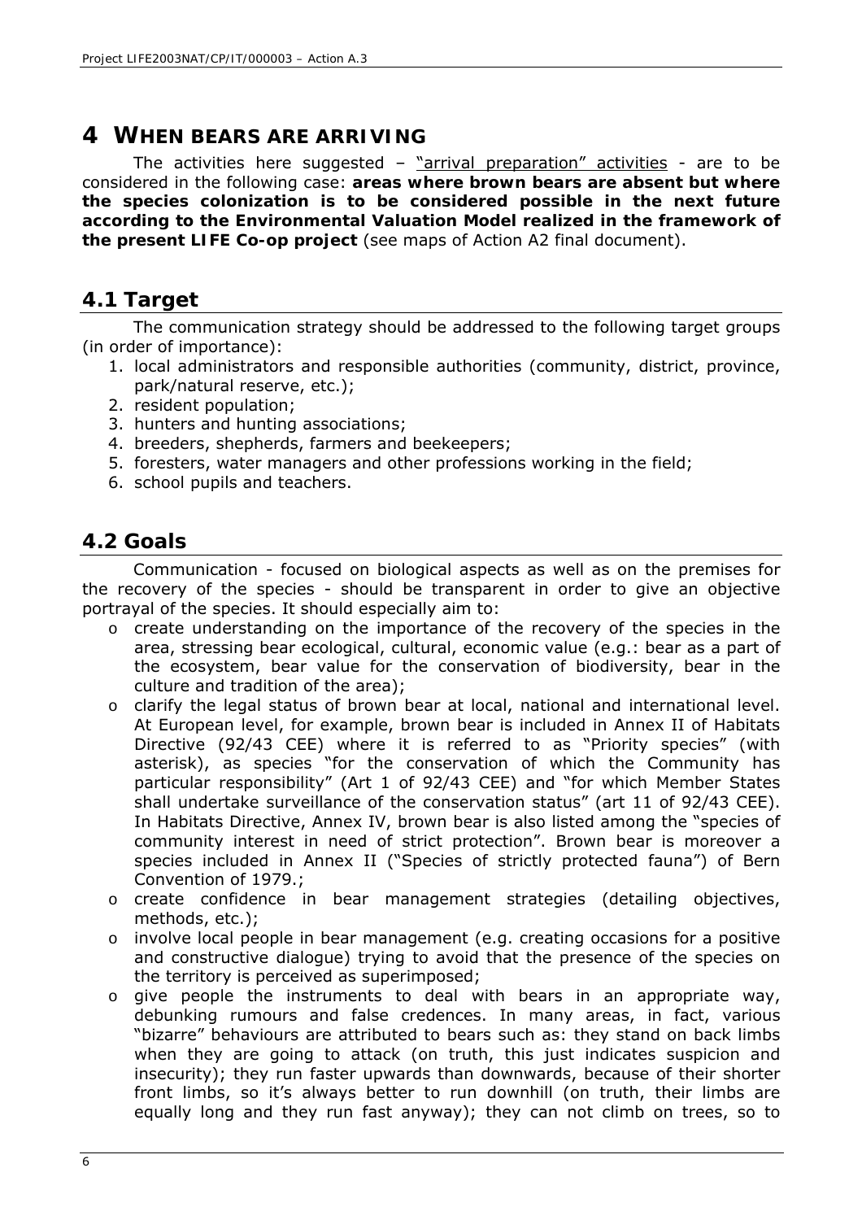# 4 WHEN BEARS ARE ARRIVING

The activities here suggested – "arrival preparation" activities - are to be considered in the following case: **areas where brown bears are absent but where the species colonization is to be considered possible in the next future according to the Environmental Valuation Model realized in the framework of the present LIFE Co-op project** (see maps of Action A2 final document).

## 4.1 Target

The communication strategy should be addressed to the following target groups (in order of importance):

1. local administrators and responsible authorities (community, district, province, park/natural reserve, etc.);
2. resident population;
3. hunters and hunting associations;
4. breeders, shepherds, farmers and beekeepers;
5. foresters, water managers and other professions working in the field;
6. school pupils and teachers.

## 4.2 Goals

Communication - focused on biological aspects as well as on the premises for the recovery of the species - should be transparent in order to give an objective portrayal of the species. It should especially aim to:

- create understanding on the importance of the recovery of the species in the area, stressing bear ecological, cultural, economic value (e.g.: bear as a part of the ecosystem, bear value for the conservation of biodiversity, bear in the culture and tradition of the area);
- clarify the legal status of brown bear at local, national and international level. At European level, for example, brown bear is included in Annex II of Habitats Directive (92/43 CEE) where it is referred to as "Priority species" (with asterisk), as species "for the conservation of which the Community has particular responsibility" (Art 1 of 92/43 CEE) and "for which Member States shall undertake surveillance of the conservation status" (art 11 of 92/43 CEE). In Habitats Directive, Annex IV, brown bear is also listed among the "species of community interest in need of strict protection". Brown bear is moreover a species included in Annex II ("Species of strictly protected fauna") of Bern Convention of 1979.;
- create confidence in bear management strategies (detailing objectives, methods, etc.);
- involve local people in bear management (e.g. creating occasions for a positive and constructive dialogue) trying to avoid that the presence of the species on the territory is perceived as superimposed;
- give people the instruments to deal with bears in an appropriate way, debunking rumours and false credences. In many areas, in fact, various "bizarre" behaviours are attributed to bears such as: they stand on back limbs when they are going to attack (on truth, this just indicates suspicion and insecurity); they run faster upwards than downwards, because of their shorter front limbs, so it's always better to run downhill (on truth, their limbs are equally long and they run fast anyway); they can not climb on trees, so to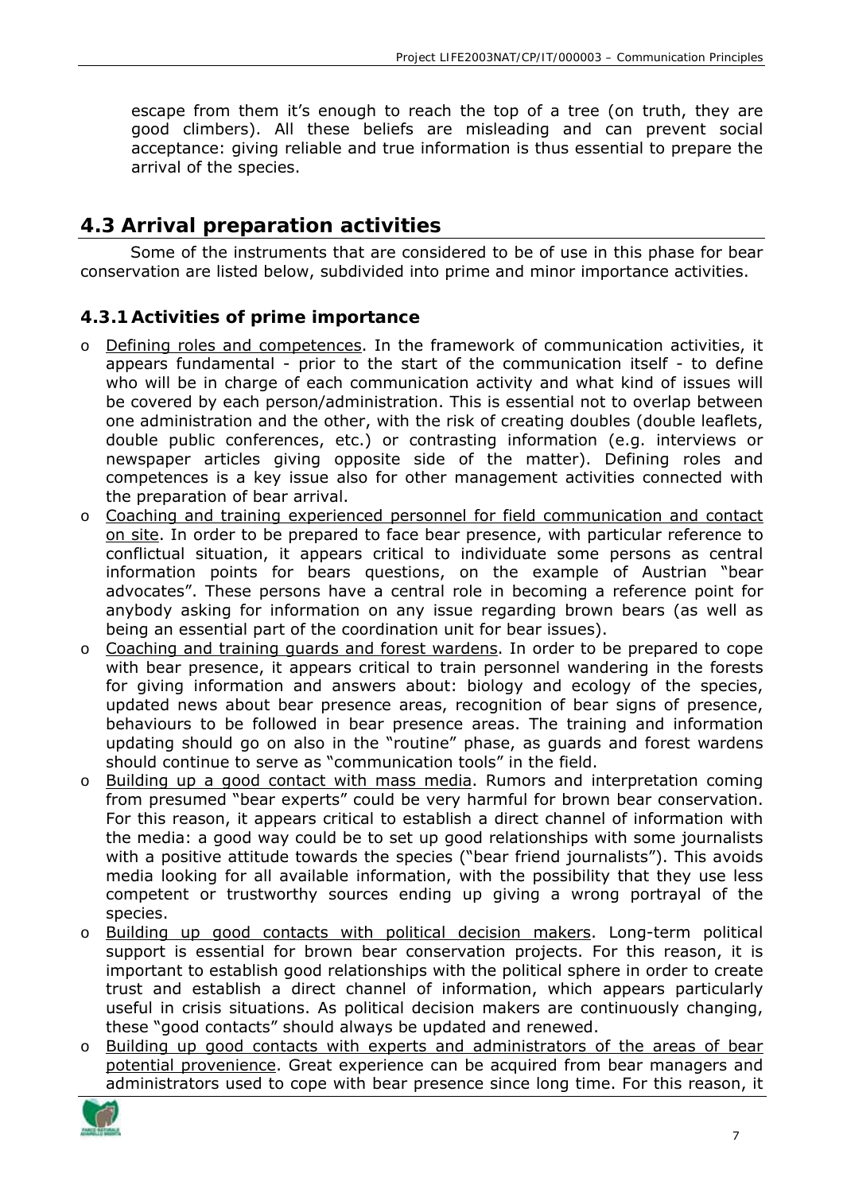escape from them it's enough to reach the top of a tree (on truth, they are good climbers). All these beliefs are misleading and can prevent social acceptance: giving reliable and true information is thus essential to prepare the arrival of the species.

## 4.3 Arrival preparation activities

Some of the instruments that are considered to be of use in this phase for bear conservation are listed below, subdivided into prime and minor importance activities.

### 4.3.1 Activities of prime importance

- Defining roles and competences. In the framework of communication activities, it appears fundamental - prior to the start of the communication itself - to define who will be in charge of each communication activity and what kind of issues will be covered by each person/administration. This is essential not to overlap between one administration and the other, with the risk of creating doubles (double leaflets, double public conferences, etc.) or contrasting information (e.g. interviews or newspaper articles giving opposite side of the matter). Defining roles and competences is a key issue also for other management activities connected with the preparation of bear arrival.
- Coaching and training experienced personnel for field communication and contact on site. In order to be prepared to face bear presence, with particular reference to conflictual situation, it appears critical to individuate some persons as central information points for bears questions, on the example of Austrian "bear advocates". These persons have a central role in becoming a reference point for anybody asking for information on any issue regarding brown bears (as well as being an essential part of the coordination unit for bear issues).
- Coaching and training guards and forest wardens. In order to be prepared to cope with bear presence, it appears critical to train personnel wandering in the forests for giving information and answers about: biology and ecology of the species, updated news about bear presence areas, recognition of bear signs of presence, behaviours to be followed in bear presence areas. The training and information updating should go on also in the "routine" phase, as guards and forest wardens should continue to serve as "communication tools" in the field.
- Building up a good contact with mass media. Rumors and interpretation coming from presumed "bear experts" could be very harmful for brown bear conservation. For this reason, it appears critical to establish a direct channel of information with the media: a good way could be to set up good relationships with some journalists with a positive attitude towards the species ("bear friend journalists"). This avoids media looking for all available information, with the possibility that they use less competent or trustworthy sources ending up giving a wrong portrayal of the species.
- Building up good contacts with political decision makers. Long-term political support is essential for brown bear conservation projects. For this reason, it is important to establish good relationships with the political sphere in order to create trust and establish a direct channel of information, which appears particularly useful in crisis situations. As political decision makers are continuously changing, these "good contacts" should always be updated and renewed.
- Building up good contacts with experts and administrators of the areas of bear potential provenience. Great experience can be acquired from bear managers and administrators used to cope with bear presence since long time. For this reason, it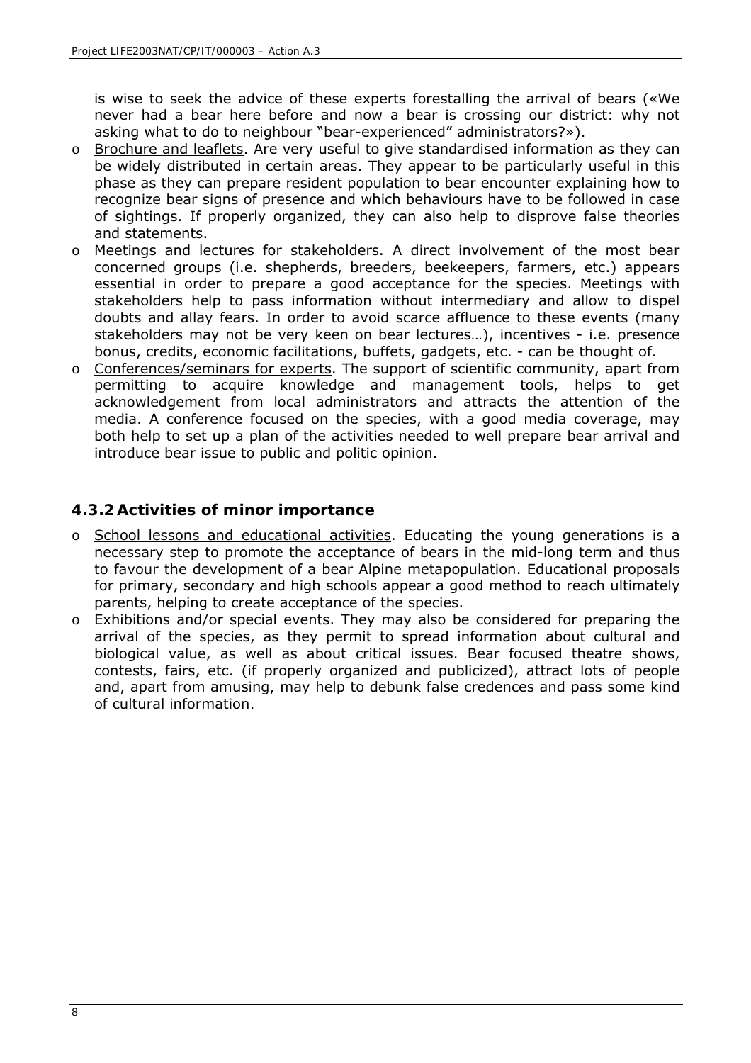is wise to seek the advice of these experts forestalling the arrival of bears («We never had a bear here before and now a bear is crossing our district: why not asking what to do to neighbour "bear-experienced" administrators?»).

- Brochure and leaflets. Are very useful to give standardised information as they can be widely distributed in certain areas. They appear to be particularly useful in this phase as they can prepare resident population to bear encounter explaining how to recognize bear signs of presence and which behaviours have to be followed in case of sightings. If properly organized, they can also help to disprove false theories and statements.
- Meetings and lectures for stakeholders. A direct involvement of the most bear concerned groups (i.e. shepherds, breeders, beekeepers, farmers, etc.) appears essential in order to prepare a good acceptance for the species. Meetings with stakeholders help to pass information without intermediary and allow to dispel doubts and allay fears. In order to avoid scarce affluence to these events (many stakeholders may not be very keen on bear lectures…), incentives - i.e. presence bonus, credits, economic facilitations, buffets, gadgets, etc. - can be thought of.
- Conferences/seminars for experts. The support of scientific community, apart from permitting to acquire knowledge and management tools, helps to get acknowledgement from local administrators and attracts the attention of the media. A conference focused on the species, with a good media coverage, may both help to set up a plan of the activities needed to well prepare bear arrival and introduce bear issue to public and politic opinion.

### 4.3.2 Activities of minor importance

- School lessons and educational activities. Educating the young generations is a necessary step to promote the acceptance of bears in the mid-long term and thus to favour the development of a bear Alpine metapopulation. Educational proposals for primary, secondary and high schools appear a good method to reach ultimately parents, helping to create acceptance of the species.
- Exhibitions and/or special events. They may also be considered for preparing the arrival of the species, as they permit to spread information about cultural and biological value, as well as about critical issues. Bear focused theatre shows, contests, fairs, etc. (if properly organized and publicized), attract lots of people and, apart from amusing, may help to debunk false credences and pass some kind of cultural information.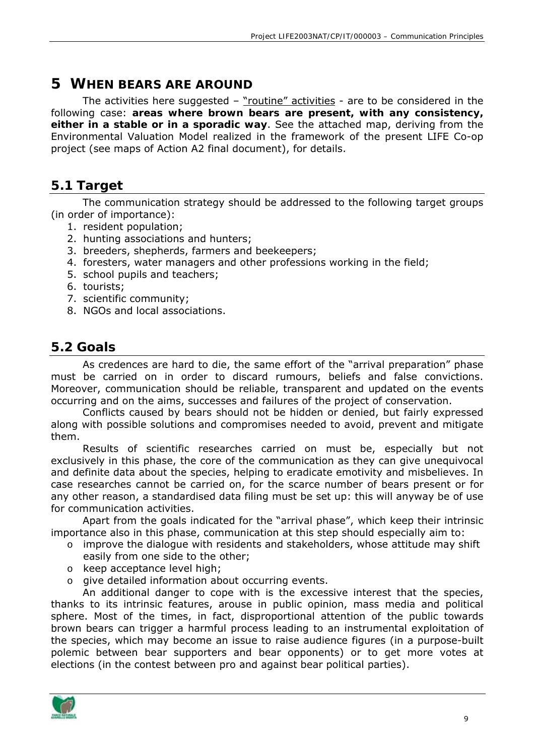# 5 WHEN BEARS ARE AROUND

The activities here suggested – "routine" activities - are to be considered in the following case: **areas where brown bears are present, with any consistency, either in a stable or in a sporadic way**. See the attached map, deriving from the Environmental Valuation Model realized in the framework of the present LIFE Co-op project (see maps of Action A2 final document), for details.

## 5.1 Target

The communication strategy should be addressed to the following target groups (in order of importance):

1. resident population;
2. hunting associations and hunters;
3. breeders, shepherds, farmers and beekeepers;
4. foresters, water managers and other professions working in the field;
5. school pupils and teachers;
6. tourists;
7. scientific community;
8. NGOs and local associations.

## 5.2 Goals

As credences are hard to die, the same effort of the "arrival preparation" phase must be carried on in order to discard rumours, beliefs and false convictions. Moreover, communication should be reliable, transparent and updated on the events occurring and on the aims, successes and failures of the project of conservation.

Conflicts caused by bears should not be hidden or denied, but fairly expressed along with possible solutions and compromises needed to avoid, prevent and mitigate them.

Results of scientific researches carried on must be, especially but not exclusively in this phase, the core of the communication as they can give unequivocal and definite data about the species, helping to eradicate emotivity and misbelieves. In case researches cannot be carried on, for the scarce number of bears present or for any other reason, a standardised data filing must be set up: this will anyway be of use for communication activities.

Apart from the goals indicated for the "arrival phase", which keep their intrinsic importance also in this phase, communication at this step should especially aim to:

- improve the dialogue with residents and stakeholders, whose attitude may shift easily from one side to the other;
- keep acceptance level high;
- give detailed information about occurring events.

An additional danger to cope with is the excessive interest that the species, thanks to its intrinsic features, arouse in public opinion, mass media and political sphere. Most of the times, in fact, disproportional attention of the public towards brown bears can trigger a harmful process leading to an instrumental exploitation of the species, which may become an issue to raise audience figures (in a purpose-built polemic between bear supporters and bear opponents) or to get more votes at elections (in the contest between pro and against bear political parties).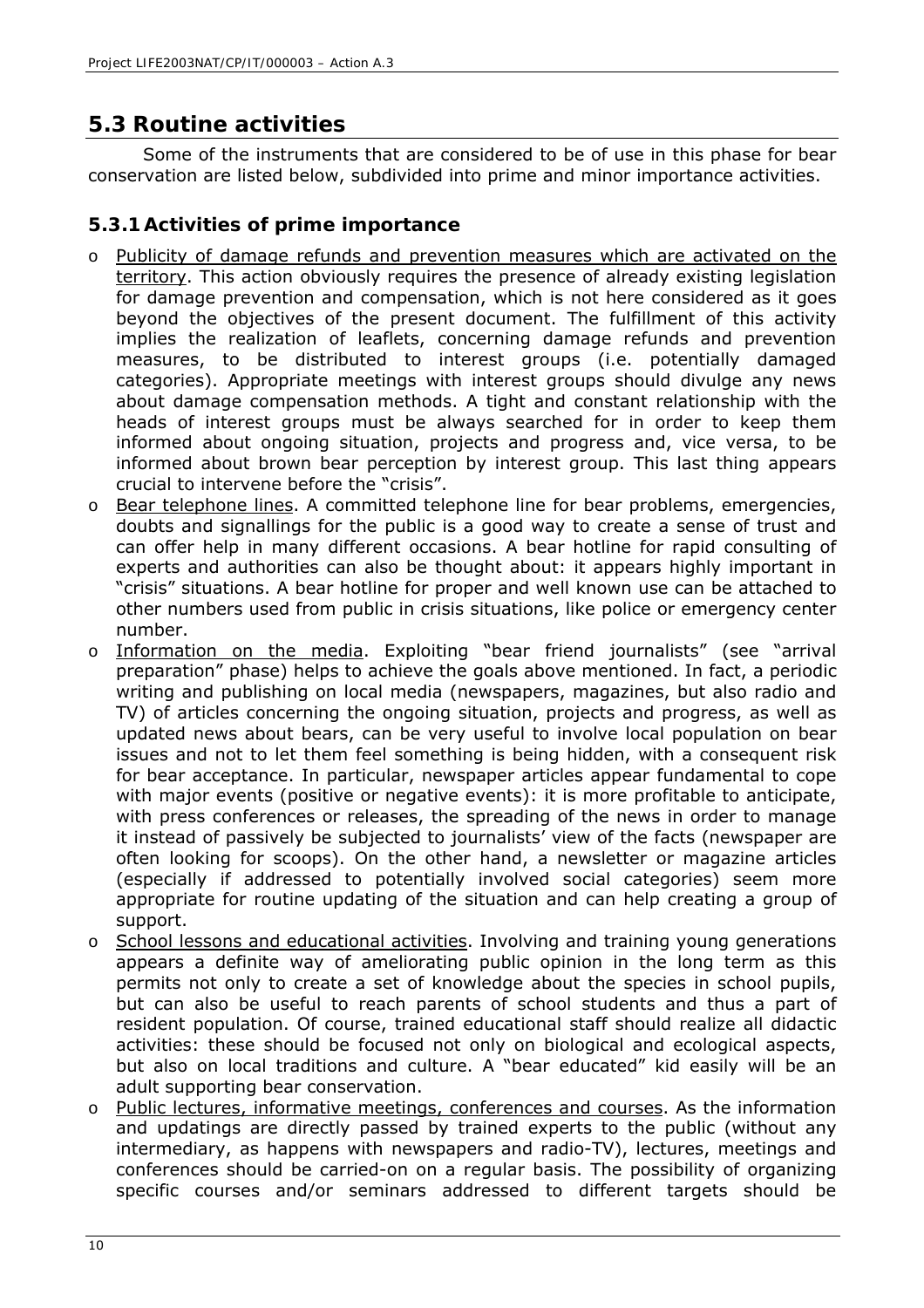## 5.3 Routine activities

Some of the instruments that are considered to be of use in this phase for bear conservation are listed below, subdivided into prime and minor importance activities.

### 5.3.1 Activities of prime importance

- Publicity of damage refunds and prevention measures which are activated on the territory. This action obviously requires the presence of already existing legislation for damage prevention and compensation, which is not here considered as it goes beyond the objectives of the present document. The fulfillment of this activity implies the realization of leaflets, concerning damage refunds and prevention measures, to be distributed to interest groups (i.e. potentially damaged categories). Appropriate meetings with interest groups should divulge any news about damage compensation methods. A tight and constant relationship with the heads of interest groups must be always searched for in order to keep them informed about ongoing situation, projects and progress and, vice versa, to be informed about brown bear perception by interest group. This last thing appears crucial to intervene before the "crisis".
- Bear telephone lines. A committed telephone line for bear problems, emergencies, doubts and signallings for the public is a good way to create a sense of trust and can offer help in many different occasions. A bear hotline for rapid consulting of experts and authorities can also be thought about: it appears highly important in "crisis" situations. A bear hotline for proper and well known use can be attached to other numbers used from public in crisis situations, like police or emergency center number.
- Information on the media. Exploiting "bear friend journalists" (see "arrival preparation" phase) helps to achieve the goals above mentioned. In fact, a periodic writing and publishing on local media (newspapers, magazines, but also radio and TV) of articles concerning the ongoing situation, projects and progress, as well as updated news about bears, can be very useful to involve local population on bear issues and not to let them feel something is being hidden, with a consequent risk for bear acceptance. In particular, newspaper articles appear fundamental to cope with major events (positive or negative events): it is more profitable to anticipate, with press conferences or releases, the spreading of the news in order to manage it instead of passively be subjected to journalists' view of the facts (newspaper are often looking for scoops). On the other hand, a newsletter or magazine articles (especially if addressed to potentially involved social categories) seem more appropriate for routine updating of the situation and can help creating a group of support.
- School lessons and educational activities. Involving and training young generations appears a definite way of ameliorating public opinion in the long term as this permits not only to create a set of knowledge about the species in school pupils, but can also be useful to reach parents of school students and thus a part of resident population. Of course, trained educational staff should realize all didactic activities: these should be focused not only on biological and ecological aspects, but also on local traditions and culture. A "bear educated" kid easily will be an adult supporting bear conservation.
- Public lectures, informative meetings, conferences and courses. As the information and updatings are directly passed by trained experts to the public (without any intermediary, as happens with newspapers and radio-TV), lectures, meetings and conferences should be carried-on on a regular basis. The possibility of organizing specific courses and/or seminars addressed to different targets should be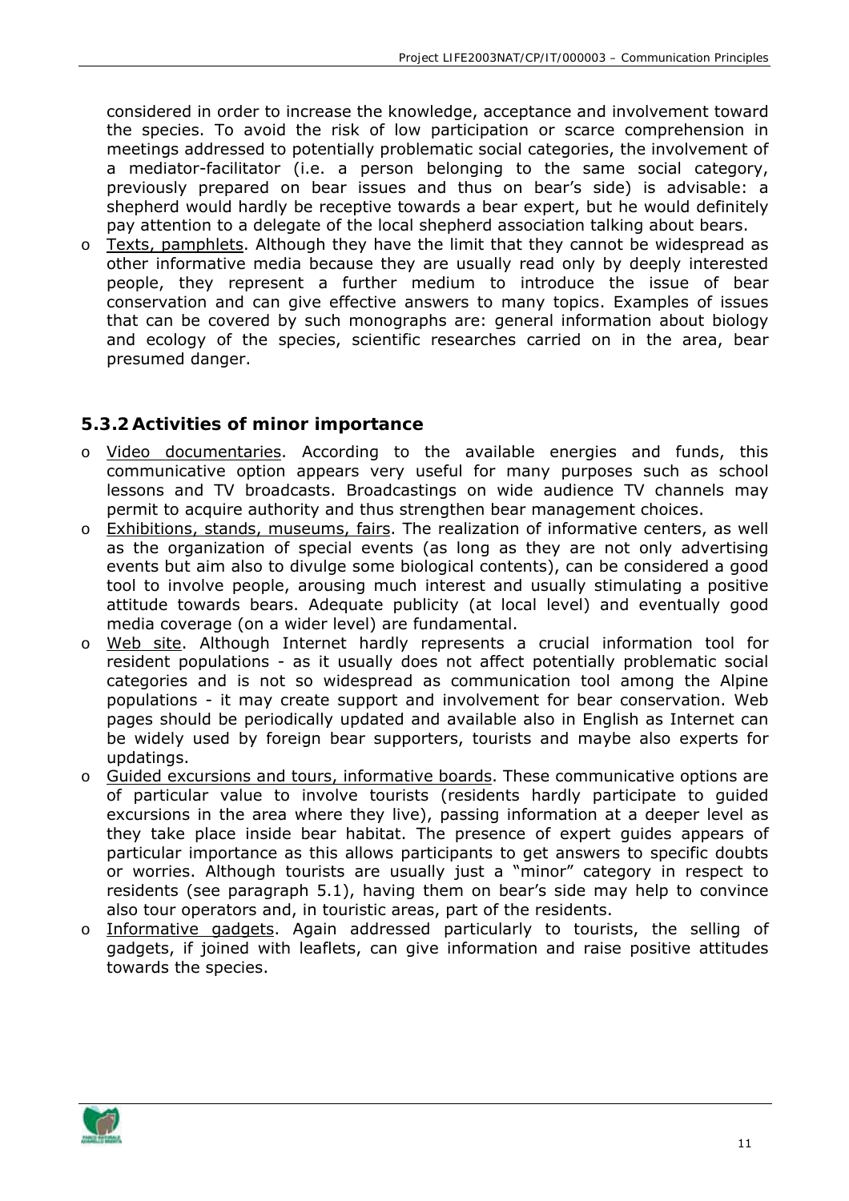considered in order to increase the knowledge, acceptance and involvement toward the species. To avoid the risk of low participation or scarce comprehension in meetings addressed to potentially problematic social categories, the involvement of a mediator-facilitator (i.e. a person belonging to the same social category, previously prepared on bear issues and thus on bear's side) is advisable: a shepherd would hardly be receptive towards a bear expert, but he would definitely pay attention to a delegate of the local shepherd association talking about bears.

- Texts, pamphlets. Although they have the limit that they cannot be widespread as other informative media because they are usually read only by deeply interested people, they represent a further medium to introduce the issue of bear conservation and can give effective answers to many topics. Examples of issues that can be covered by such monographs are: general information about biology and ecology of the species, scientific researches carried on in the area, bear presumed danger.

### 5.3.2 Activities of minor importance

- Video documentaries. According to the available energies and funds, this communicative option appears very useful for many purposes such as school lessons and TV broadcasts. Broadcastings on wide audience TV channels may permit to acquire authority and thus strengthen bear management choices.
- Exhibitions, stands, museums, fairs. The realization of informative centers, as well as the organization of special events (as long as they are not only advertising events but aim also to divulge some biological contents), can be considered a good tool to involve people, arousing much interest and usually stimulating a positive attitude towards bears. Adequate publicity (at local level) and eventually good media coverage (on a wider level) are fundamental.
- Web site. Although Internet hardly represents a crucial information tool for resident populations - as it usually does not affect potentially problematic social categories and is not so widespread as communication tool among the Alpine populations - it may create support and involvement for bear conservation. Web pages should be periodically updated and available also in English as Internet can be widely used by foreign bear supporters, tourists and maybe also experts for updatings.
- Guided excursions and tours, informative boards. These communicative options are of particular value to involve tourists (residents hardly participate to guided excursions in the area where they live), passing information at a deeper level as they take place inside bear habitat. The presence of expert guides appears of particular importance as this allows participants to get answers to specific doubts or worries. Although tourists are usually just a "minor" category in respect to residents (see paragraph 5.1), having them on bear's side may help to convince also tour operators and, in touristic areas, part of the residents.
- Informative gadgets. Again addressed particularly to tourists, the selling of gadgets, if joined with leaflets, can give information and raise positive attitudes towards the species.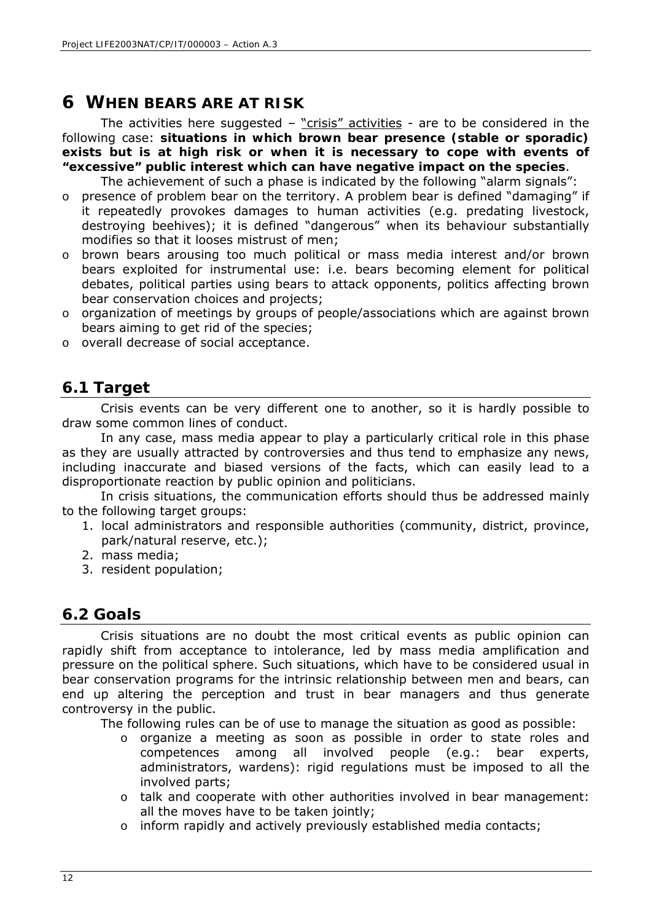# 6 WHEN BEARS ARE AT RISK

The activities here suggested – "crisis" activities - are to be considered in the following case: **situations in which brown bear presence (stable or sporadic) exists but is at high risk or when it is necessary to cope with events of "excessive" public interest which can have negative impact on the species**.

The achievement of such a phase is indicated by the following "alarm signals":

- presence of problem bear on the territory. A problem bear is defined "damaging" if it repeatedly provokes damages to human activities (e.g. predating livestock, destroying beehives); it is defined "dangerous" when its behaviour substantially modifies so that it looses mistrust of men;
- brown bears arousing too much political or mass media interest and/or brown bears exploited for instrumental use: i.e. bears becoming element for political debates, political parties using bears to attack opponents, politics affecting brown bear conservation choices and projects;
- organization of meetings by groups of people/associations which are against brown bears aiming to get rid of the species;
- overall decrease of social acceptance.

## 6.1 Target

Crisis events can be very different one to another, so it is hardly possible to draw some common lines of conduct.

In any case, mass media appear to play a particularly critical role in this phase as they are usually attracted by controversies and thus tend to emphasize any news, including inaccurate and biased versions of the facts, which can easily lead to a disproportionate reaction by public opinion and politicians.

In crisis situations, the communication efforts should thus be addressed mainly to the following target groups:

1. local administrators and responsible authorities (community, district, province, park/natural reserve, etc.);
2. mass media;
3. resident population;

## 6.2 Goals

Crisis situations are no doubt the most critical events as public opinion can rapidly shift from acceptance to intolerance, led by mass media amplification and pressure on the political sphere. Such situations, which have to be considered usual in bear conservation programs for the intrinsic relationship between men and bears, can end up altering the perception and trust in bear managers and thus generate controversy in the public.

The following rules can be of use to manage the situation as good as possible:

- organize a meeting as soon as possible in order to state roles and competences among all involved people (e.g.: bear experts, administrators, wardens): rigid regulations must be imposed to all the involved parts;
- talk and cooperate with other authorities involved in bear management: all the moves have to be taken jointly;
- inform rapidly and actively previously established media contacts;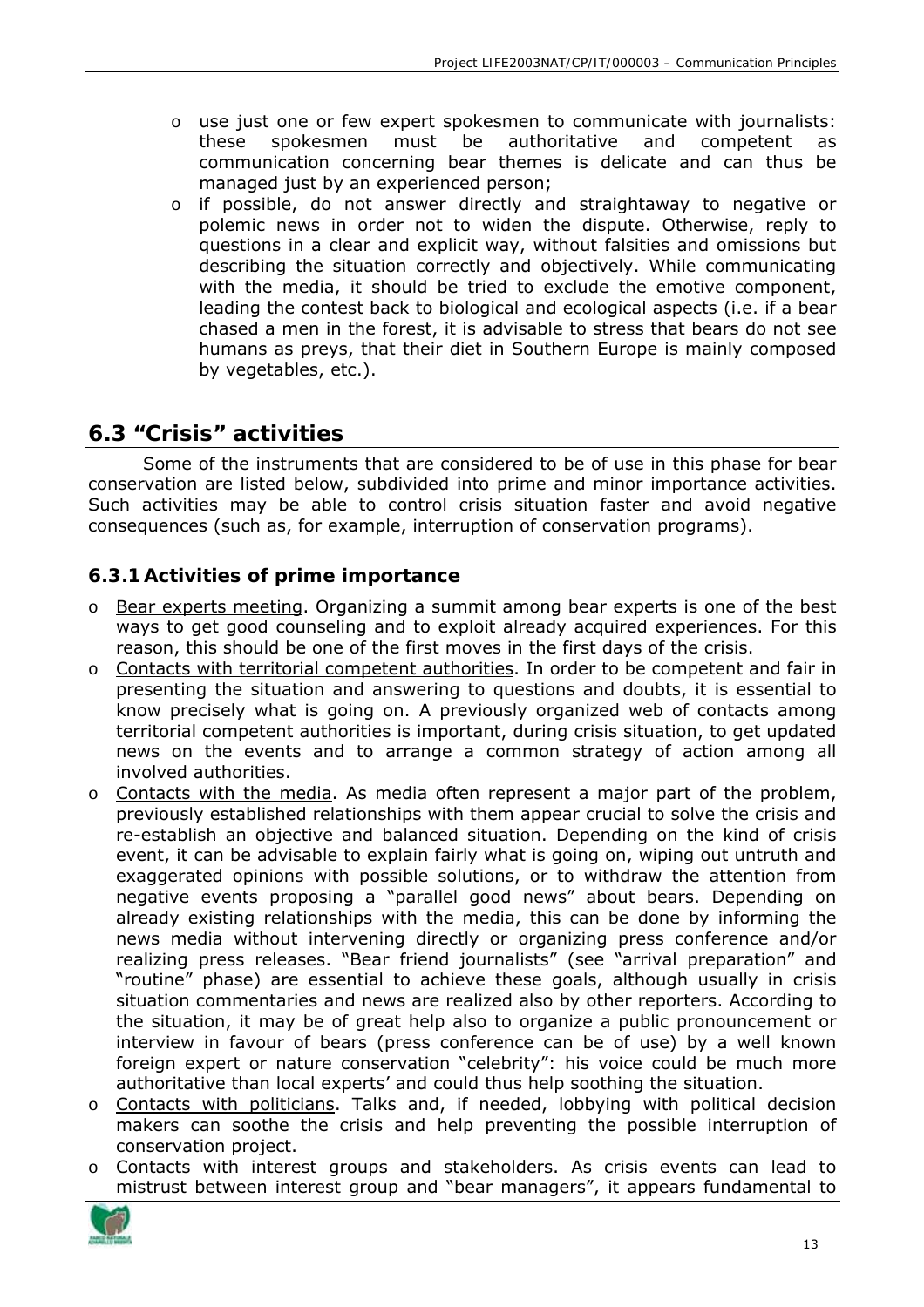- use just one or few expert spokesmen to communicate with journalists: these spokesmen must be authoritative and competent as communication concerning bear themes is delicate and can thus be managed just by an experienced person;
- if possible, do not answer directly and straightaway to negative or polemic news in order not to widen the dispute. Otherwise, reply to questions in a clear and explicit way, without falsities and omissions but describing the situation correctly and objectively. While communicating with the media, it should be tried to exclude the emotive component, leading the contest back to biological and ecological aspects (i.e. if a bear chased a men in the forest, it is advisable to stress that bears do not see humans as preys, that their diet in Southern Europe is mainly composed by vegetables, etc.).

## 6.3 "Crisis" activities

Some of the instruments that are considered to be of use in this phase for bear conservation are listed below, subdivided into prime and minor importance activities. Such activities may be able to control crisis situation faster and avoid negative consequences (such as, for example, interruption of conservation programs).

### 6.3.1 Activities of prime importance

- Bear experts meeting. Organizing a summit among bear experts is one of the best ways to get good counseling and to exploit already acquired experiences. For this reason, this should be one of the first moves in the first days of the crisis.
- Contacts with territorial competent authorities. In order to be competent and fair in presenting the situation and answering to questions and doubts, it is essential to know precisely what is going on. A previously organized web of contacts among territorial competent authorities is important, during crisis situation, to get updated news on the events and to arrange a common strategy of action among all involved authorities.
- Contacts with the media. As media often represent a major part of the problem, previously established relationships with them appear crucial to solve the crisis and re-establish an objective and balanced situation. Depending on the kind of crisis event, it can be advisable to explain fairly what is going on, wiping out untruth and exaggerated opinions with possible solutions, or to withdraw the attention from negative events proposing a "parallel good news" about bears. Depending on already existing relationships with the media, this can be done by informing the news media without intervening directly or organizing press conference and/or realizing press releases. "Bear friend journalists" (see "arrival preparation" and "routine" phase) are essential to achieve these goals, although usually in crisis situation commentaries and news are realized also by other reporters. According to the situation, it may be of great help also to organize a public pronouncement or interview in favour of bears (press conference can be of use) by a well known foreign expert or nature conservation "celebrity": his voice could be much more authoritative than local experts' and could thus help soothing the situation.
- Contacts with politicians. Talks and, if needed, lobbying with political decision makers can soothe the crisis and help preventing the possible interruption of conservation project.
- Contacts with interest groups and stakeholders. As crisis events can lead to mistrust between interest group and "bear managers", it appears fundamental to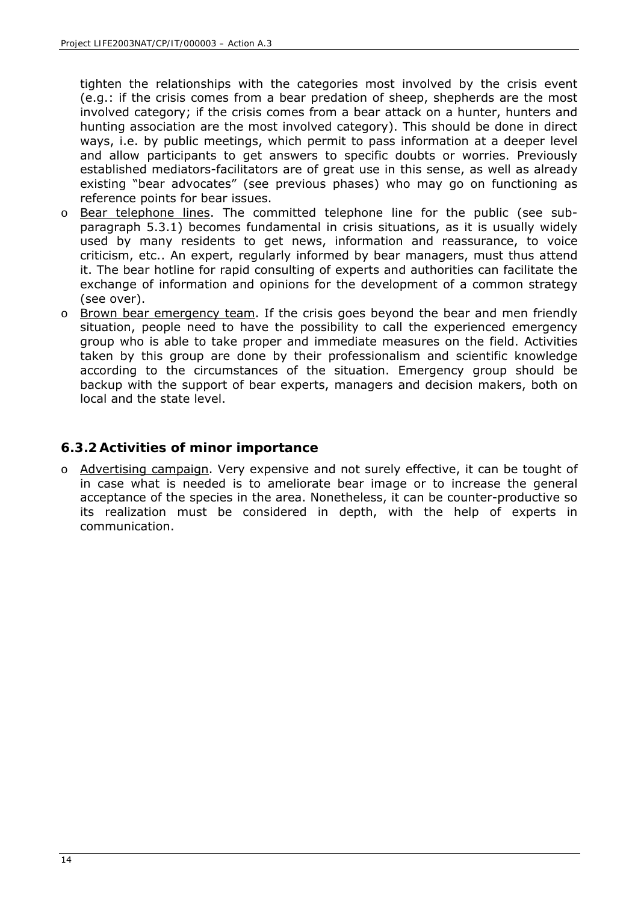tighten the relationships with the categories most involved by the crisis event (e.g.: if the crisis comes from a bear predation of sheep, shepherds are the most involved category; if the crisis comes from a bear attack on a hunter, hunters and hunting association are the most involved category). This should be done in direct ways, i.e. by public meetings, which permit to pass information at a deeper level and allow participants to get answers to specific doubts or worries. Previously established mediators-facilitators are of great use in this sense, as well as already existing "bear advocates" (see previous phases) who may go on functioning as reference points for bear issues.

- <u>Bear telephone lines</u>. The committed telephone line for the public (see sub-paragraph 5.3.1) becomes fundamental in crisis situations, as it is usually widely used by many residents to get news, information and reassurance, to voice criticism, etc.. An expert, regularly informed by bear managers, must thus attend it. The bear hotline for rapid consulting of experts and authorities can facilitate the exchange of information and opinions for the development of a common strategy (see over).
- <u>Brown bear emergency team</u>. If the crisis goes beyond the bear and men friendly situation, people need to have the possibility to call the experienced emergency group who is able to take proper and immediate measures on the field. Activities taken by this group are done by their professionalism and scientific knowledge according to the circumstances of the situation. Emergency group should be backup with the support of bear experts, managers and decision makers, both on local and the state level.

### 6.3.2 Activities of minor importance

- <u>Advertising campaign</u>. Very expensive and not surely effective, it can be tought of in case what is needed is to ameliorate bear image or to increase the general acceptance of the species in the area. Nonetheless, it can be counter-productive so its realization must be considered in depth, with the help of experts in communication.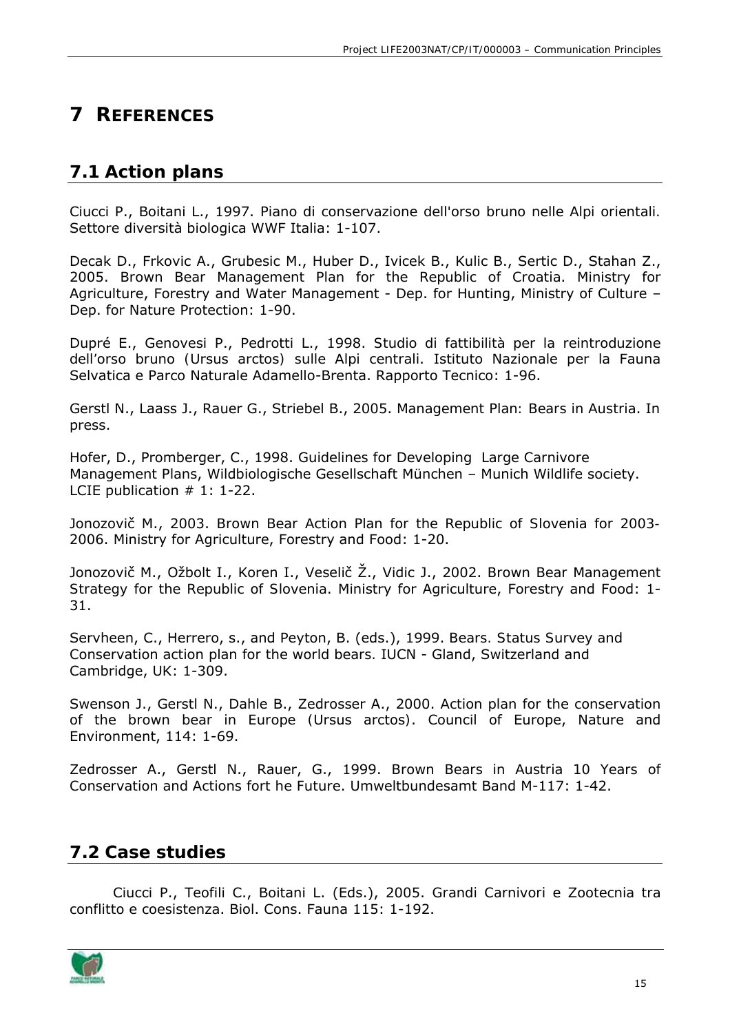# 7 REFERENCES

## 7.1 Action plans

Ciucci P., Boitani L., 1997. Piano di conservazione dell'orso bruno nelle Alpi orientali. Settore diversità biologica WWF Italia: 1-107.

Decak D., Frkovic A., Grubesic M., Huber D., Ivicek B., Kulic B., Sertic D., Stahan Z., 2005. Brown Bear Management Plan for the Republic of Croatia. Ministry for Agriculture, Forestry and Water Management - Dep. for Hunting, Ministry of Culture – Dep. for Nature Protection: 1-90.

Dupré E., Genovesi P., Pedrotti L., 1998. Studio di fattibilità per la reintroduzione dell'orso bruno (Ursus arctos) sulle Alpi centrali. Istituto Nazionale per la Fauna Selvatica e Parco Naturale Adamello-Brenta. Rapporto Tecnico: 1-96.

Gerstl N., Laass J., Rauer G., Striebel B., 2005. Management Plan: Bears in Austria. In press.

Hofer, D., Promberger, C., 1998. Guidelines for Developing Large Carnivore Management Plans, Wildbiologische Gesellschaft München – Munich Wildlife society. LCIE publication # 1: 1-22.

Jonozovič M., 2003. Brown Bear Action Plan for the Republic of Slovenia for 2003-2006. Ministry for Agriculture, Forestry and Food: 1-20.

Jonozovič M., Ožbolt I., Koren I., Veselič Ž., Vidic J., 2002. Brown Bear Management Strategy for the Republic of Slovenia. Ministry for Agriculture, Forestry and Food: 1-31.

Servheen, C., Herrero, s., and Peyton, B. (eds.), 1999. Bears. Status Survey and Conservation action plan for the world bears. IUCN - Gland, Switzerland and Cambridge, UK: 1-309.

Swenson J., Gerstl N., Dahle B., Zedrosser A., 2000. Action plan for the conservation of the brown bear in Europe (Ursus arctos). Council of Europe, Nature and Environment, 114: 1-69.

Zedrosser A., Gerstl N., Rauer, G., 1999. Brown Bears in Austria 10 Years of Conservation and Actions fort he Future. Umweltbundesamt Band M-117: 1-42.

## 7.2 Case studies

Ciucci P., Teofili C., Boitani L. (Eds.), 2005. Grandi Carnivori e Zootecnia tra conflitto e coesistenza. Biol. Cons. Fauna 115: 1-192.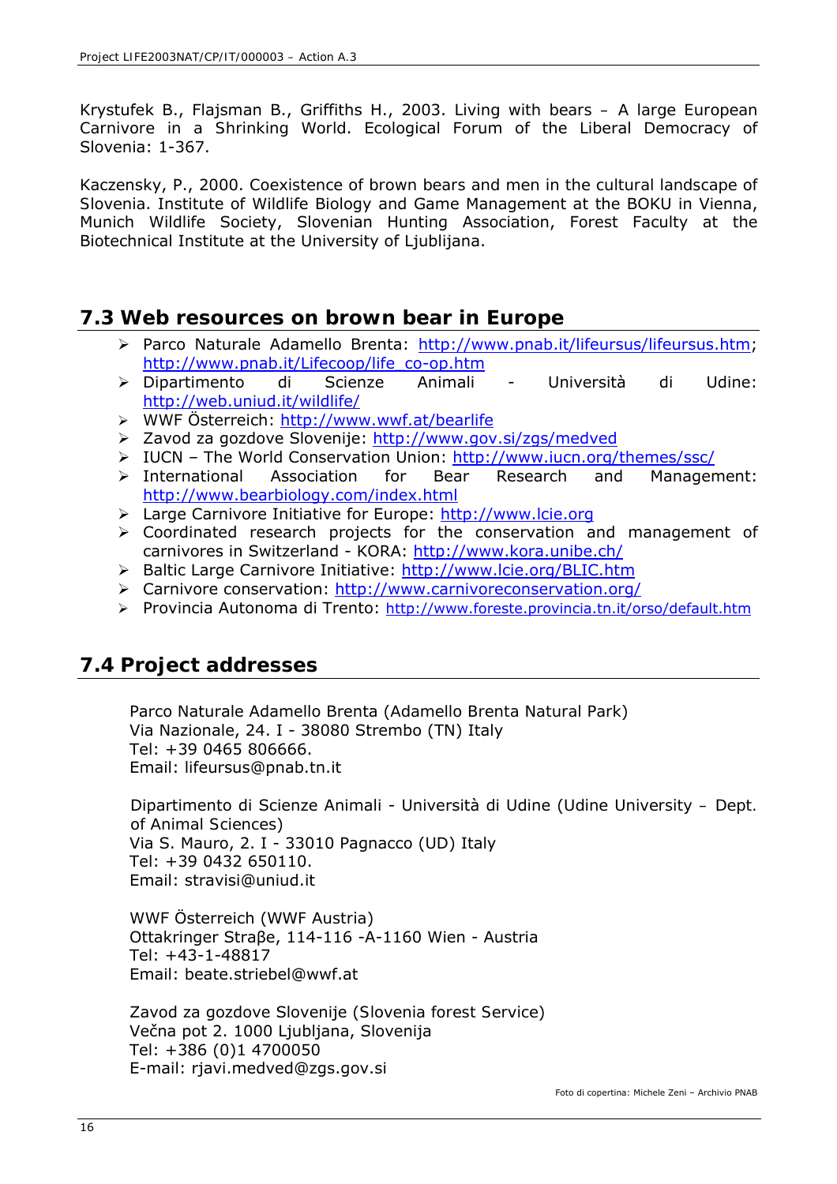Krystufek B., Flajsman B., Griffiths H., 2003. Living with bears – A large European Carnivore in a Shrinking World. Ecological Forum of the Liberal Democracy of Slovenia: 1-367.

Kaczensky, P., 2000. Coexistence of brown bears and men in the cultural landscape of Slovenia. Institute of Wildlife Biology and Game Management at the BOKU in Vienna, Munich Wildlife Society, Slovenian Hunting Association, Forest Faculty at the Biotechnical Institute at the University of Ljublijana.

## 7.3 Web resources on brown bear in Europe

- Parco Naturale Adamello Brenta: http://www.pnab.it/lifeursus/lifeursus.htm; http://www.pnab.it/Lifecoop/life_co-op.htm
- Dipartimento di Scienze Animali - Università di Udine: http://web.uniud.it/wildlife/
- WWF Österreich: http://www.wwf.at/bearlife
- Zavod za gozdove Slovenije: http://www.gov.si/zgs/medved
- IUCN – The World Conservation Union: http://www.iucn.org/themes/ssc/
- International Association for Bear Research and Management: http://www.bearbiology.com/index.html
- Large Carnivore Initiative for Europe: http://www.lcie.org
- Coordinated research projects for the conservation and management of carnivores in Switzerland - KORA: http://www.kora.unibe.ch/
- Baltic Large Carnivore Initiative: http://www.lcie.org/BLIC.htm
- Carnivore conservation: http://www.carnivoreconservation.org/
- Provincia Autonoma di Trento: http://www.foreste.provincia.tn.it/orso/default.htm

## 7.4 Project addresses

Parco Naturale Adamello Brenta (Adamello Brenta Natural Park)
Via Nazionale, 24. I - 38080 Strembo (TN) Italy
Tel: +39 0465 806666.
Email: lifeursus@pnab.tn.it

Dipartimento di Scienze Animali - Università di Udine (Udine University – Dept. of Animal Sciences)
Via S. Mauro, 2. I - 33010 Pagnacco (UD) Italy
Tel: +39 0432 650110.
Email: stravisi@uniud.it

WWF Österreich (WWF Austria)
Ottakringer Straβe, 114-116 -A-1160 Wien - Austria
Tel: +43-1-48817
Email: beate.striebel@wwf.at

Zavod za gozdove Slovenije (Slovenia forest Service)
Večna pot 2. 1000 Ljubljana, Slovenija
Tel: +386 (0)1 4700050
E-mail: rjavi.medved@zgs.gov.si

Foto di copertina: Michele Zeni – Archivio PNAB